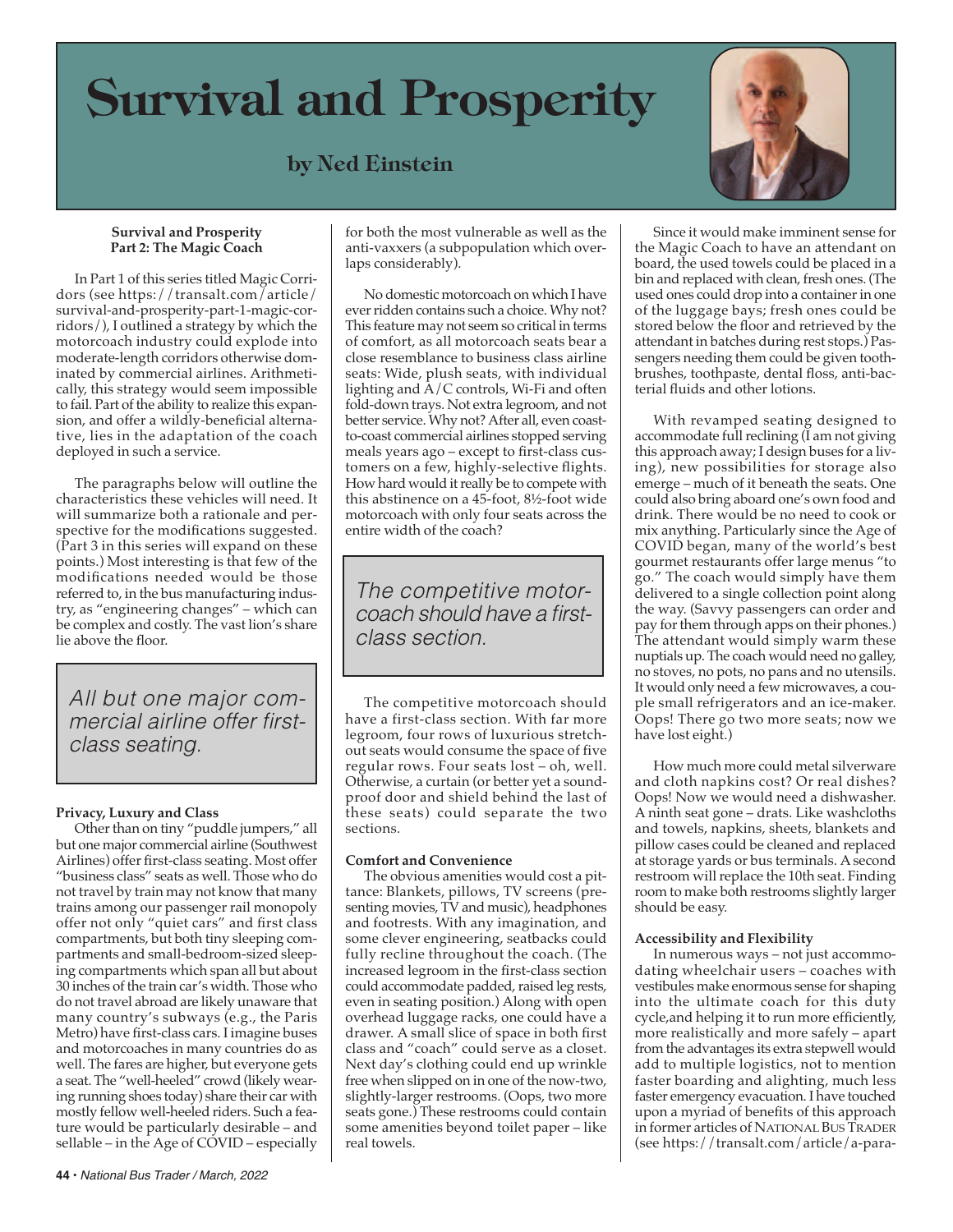# Survival and Prosperity

## by Ned Einstein

**Survival and Prosperity**
**Part 2: The Magic Coach**

In Part 1 of this series titled Magic Corridors (see https://transalt.com/article/survival-and-prosperity-part-1-magic-corridors/), I outlined a strategy by which the motorcoach industry could explode into moderate-length corridors otherwise dominated by commercial airlines. Arithmetically, this strategy would seem impossible to fail. Part of the ability to realize this expansion, and offer a wildly-beneficial alternative, lies in the adaptation of the coach deployed in such a service.

The paragraphs below will outline the characteristics these vehicles will need. It will summarize both a rationale and perspective for the modifications suggested. (Part 3 in this series will expand on these points.) Most interesting is that few of the modifications needed would be those referred to, in the bus manufacturing industry, as "engineering changes" – which can be complex and costly. The vast lion's share lie above the floor.

> *All but one major commercial airline offer first-class seating.*

**Privacy, Luxury and Class**

Other than on tiny "puddle jumpers," all but one major commercial airline (Southwest Airlines) offer first-class seating. Most offer "business class" seats as well. Those who do not travel by train may not know that many trains among our passenger rail monopoly offer not only "quiet cars" and first class compartments, but both tiny sleeping compartments and small-bedroom-sized sleeping compartments which span all but about 30 inches of the train car's width. Those who do not travel abroad are likely unaware that many country's subways (e.g., the Paris Metro) have first-class cars. I imagine buses and motorcoaches in many countries do as well. The fares are higher, but everyone gets a seat. The "well-heeled" crowd (likely wearing running shoes today) share their car with mostly fellow well-heeled riders. Such a feature would be particularly desirable – and sellable – in the Age of COVID – especially for both the most vulnerable as well as the anti-vaxxers (a subpopulation which overlaps considerably).

No domestic motorcoach on which I have ever ridden contains such a choice. Why not? This feature may not seem so critical in terms of comfort, as all motorcoach seats bear a close resemblance to business class airline seats: Wide, plush seats, with individual lighting and A/C controls, Wi-Fi and often fold-down trays. Not extra legroom, and not better service. Why not? After all, even coast-to-coast commercial airlines stopped serving meals years ago – except to first-class customers on a few, highly-selective flights. How hard would it really be to compete with this abstinence on a 45-foot, 8½-foot wide motorcoach with only four seats across the entire width of the coach?

> *The competitive motorcoach should have a first-class section.*

The competitive motorcoach should have a first-class section. With far more legroom, four rows of luxurious stretch-out seats would consume the space of five regular rows. Four seats lost – oh, well. Otherwise, a curtain (or better yet a soundproof door and shield behind the last of these seats) could separate the two sections.

**Comfort and Convenience**

The obvious amenities would cost a pittance: Blankets, pillows, TV screens (presenting movies, TV and music), headphones and footrests. With any imagination, and some clever engineering, seatbacks could fully recline throughout the coach. (The increased legroom in the first-class section could accommodate padded, raised leg rests, even in seating position.) Along with open overhead luggage racks, one could have a drawer. A small slice of space in both first class and "coach" could serve as a closet. Next day's clothing could end up wrinkle free when slipped on in one of the now-two, slightly-larger restrooms. (Oops, two more seats gone.) These restrooms could contain some amenities beyond toilet paper – like real towels.

Since it would make imminent sense for the Magic Coach to have an attendant on board, the used towels could be placed in a bin and replaced with clean, fresh ones. (The used ones could drop into a container in one of the luggage bays; fresh ones could be stored below the floor and retrieved by the attendant in batches during rest stops.) Passengers needing them could be given toothbrushes, toothpaste, dental floss, anti-bacterial fluids and other lotions.

With revamped seating designed to accommodate full reclining (I am not giving this approach away; I design buses for a living), new possibilities for storage also emerge – much of it beneath the seats. One could also bring aboard one's own food and drink. There would be no need to cook or mix anything. Particularly since the Age of COVID began, many of the world's best gourmet restaurants offer large menus "to go." The coach would simply have them delivered to a single collection point along the way. (Savvy passengers can order and pay for them through apps on their phones.) The attendant would simply warm these nuptials up. The coach would need no galley, no stoves, no pots, no pans and no utensils. It would only need a few microwaves, a couple small refrigerators and an ice-maker. Oops! There go two more seats; now we have lost eight.)

How much more could metal silverware and cloth napkins cost? Or real dishes? Oops! Now we would need a dishwasher. A ninth seat gone – drats. Like washcloths and towels, napkins, sheets, blankets and pillow cases could be cleaned and replaced at storage yards or bus terminals. A second restroom will replace the 10th seat. Finding room to make both restrooms slightly larger should be easy.

**Accessibility and Flexibility**

In numerous ways – not just accommodating wheelchair users – coaches with vestibules make enormous sense for shaping into the ultimate coach for this duty cycle,and helping it to run more efficiently, more realistically and more safely – apart from the advantages its extra stepwell would add to multiple logistics, not to mention faster boarding and alighting, much less faster emergency evacuation. I have touched upon a myriad of benefits of this approach in former articles of NATIONAL BUS TRADER (see https://transalt.com/article/a-para-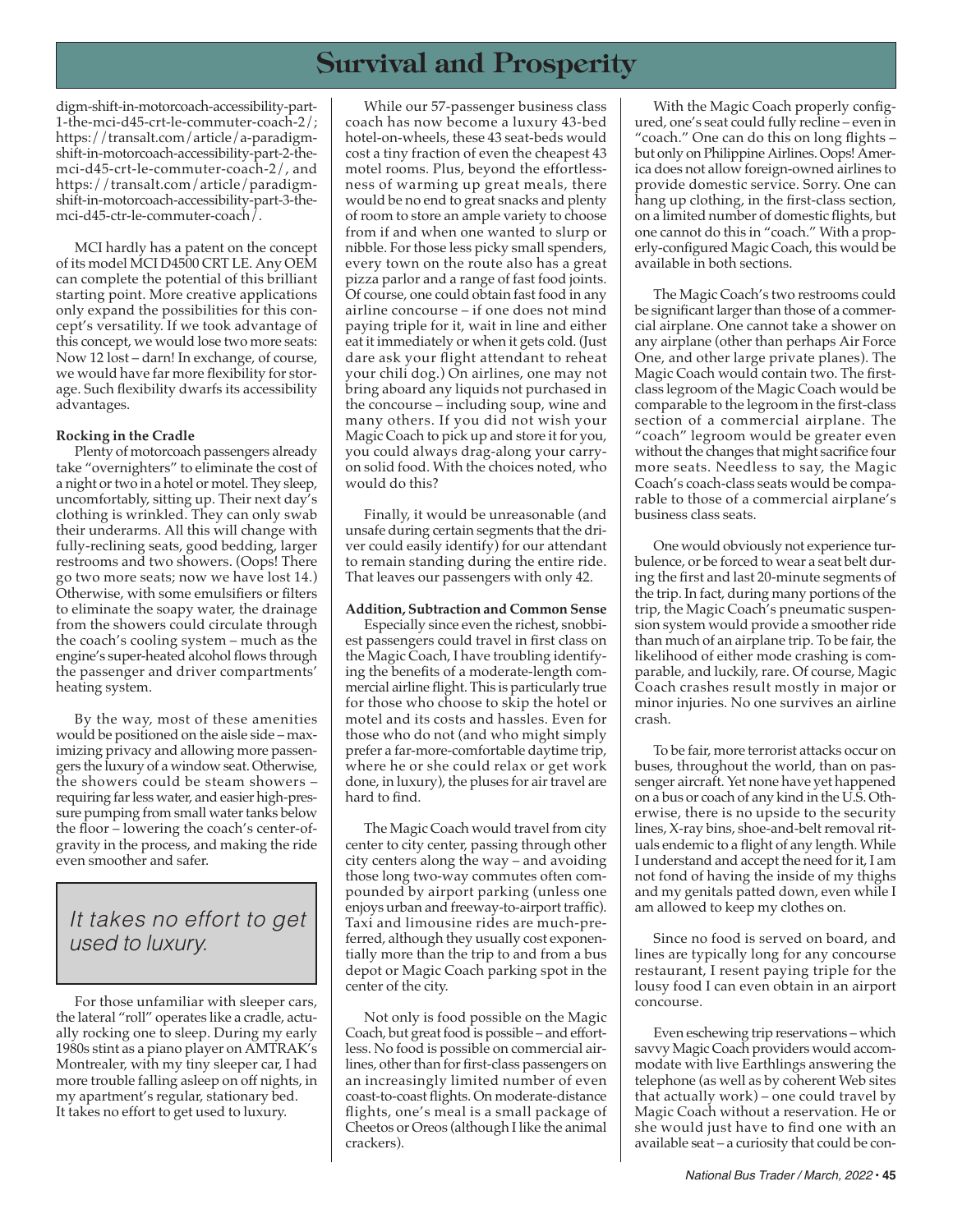digm-shift-in-motorcoach-accessibility-part-1-the-mci-d45-crt-le-commuter-coach-2/; https://transalt.com/article/a-paradigm-shift-in-motorcoach-accessibility-part-2-the-mci-d45-crt-le-commuter-coach-2/, and https://transalt.com/article/paradigm-shift-in-motorcoach-accessibility-part-3-the-mci-d45-ctr-le-commuter-coach/.

MCI hardly has a patent on the concept of its model MCI D4500 CRT LE. Any OEM can complete the potential of this brilliant starting point. More creative applications only expand the possibilities for this concept's versatility. If we took advantage of this concept, we would lose two more seats: Now 12 lost – darn! In exchange, of course, we would have far more flexibility for storage. Such flexibility dwarfs its accessibility advantages.

**Rocking in the Cradle**

Plenty of motorcoach passengers already take "overnighters" to eliminate the cost of a night or two in a hotel or motel. They sleep, uncomfortably, sitting up. Their next day's clothing is wrinkled. They can only swab their underarms. All this will change with fully-reclining seats, good bedding, larger restrooms and two showers. (Oops! There go two more seats; now we have lost 14.) Otherwise, with some emulsifiers or filters to eliminate the soapy water, the drainage from the showers could circulate through the coach's cooling system – much as the engine's super-heated alcohol flows through the passenger and driver compartments' heating system.

By the way, most of these amenities would be positioned on the aisle side – maximizing privacy and allowing more passengers the luxury of a window seat. Otherwise, the showers could be steam showers – requiring far less water, and easier high-pressure pumping from small water tanks below the floor – lowering the coach's center-of-gravity in the process, and making the ride even smoother and safer.

*It takes no effort to get used to luxury.*

For those unfamiliar with sleeper cars, the lateral "roll" operates like a cradle, actually rocking one to sleep. During my early 1980s stint as a piano player on AMTRAK's Montrealer, with my tiny sleeper car, I had more trouble falling asleep on off nights, in my apartment's regular, stationary bed. It takes no effort to get used to luxury.

While our 57-passenger business class coach has now become a luxury 43-bed hotel-on-wheels, these 43 seat-beds would cost a tiny fraction of even the cheapest 43 motel rooms. Plus, beyond the effortlessness of warming up great meals, there would be no end to great snacks and plenty of room to store an ample variety to choose from if and when one wanted to slurp or nibble. For those less picky small spenders, every town on the route also has a great pizza parlor and a range of fast food joints. Of course, one could obtain fast food in any airline concourse – if one does not mind paying triple for it, wait in line and either eat it immediately or when it gets cold. (Just dare ask your flight attendant to reheat your chili dog.) On airlines, one may not bring aboard any liquids not purchased in the concourse – including soup, wine and many others. If you did not wish your Magic Coach to pick up and store it for you, you could always drag-along your carry-on solid food. With the choices noted, who would do this?

Finally, it would be unreasonable (and unsafe during certain segments that the driver could easily identify) for our attendant to remain standing during the entire ride. That leaves our passengers with only 42.

**Addition, Subtraction and Common Sense**

Especially since even the richest, snobbiest passengers could travel in first class on the Magic Coach, I have troubling identifying the benefits of a moderate-length commercial airline flight. This is particularly true for those who choose to skip the hotel or motel and its costs and hassles. Even for those who do not (and who might simply prefer a far-more-comfortable daytime trip, where he or she could relax or get work done, in luxury), the pluses for air travel are hard to find.

The Magic Coach would travel from city center to city center, passing through other city centers along the way – and avoiding those long two-way commutes often compounded by airport parking (unless one enjoys urban and freeway-to-airport traffic). Taxi and limousine rides are much-preferred, although they usually cost exponentially more than the trip to and from a bus depot or Magic Coach parking spot in the center of the city.

Not only is food possible on the Magic Coach, but great food is possible – and effortless. No food is possible on commercial airlines, other than for first-class passengers on an increasingly limited number of even coast-to-coast flights. On moderate-distance flights, one's meal is a small package of Cheetos or Oreos (although I like the animal crackers).

With the Magic Coach properly configured, one's seat could fully recline – even in "coach." One can do this on long flights – but only on Philippine Airlines. Oops! America does not allow foreign-owned airlines to provide domestic service. Sorry. One can hang up clothing, in the first-class section, on a limited number of domestic flights, but one cannot do this in "coach." With a properly-configured Magic Coach, this would be available in both sections.

The Magic Coach's two restrooms could be significant larger than those of a commercial airplane. One cannot take a shower on any airplane (other than perhaps Air Force One, and other large private planes). The Magic Coach would contain two. The first-class legroom of the Magic Coach would be comparable to the legroom in the first-class section of a commercial airplane. The "coach" legroom would be greater even without the changes that might sacrifice four more seats. Needless to say, the Magic Coach's coach-class seats would be comparable to those of a commercial airplane's business class seats.

One would obviously not experience turbulence, or be forced to wear a seat belt during the first and last 20-minute segments of the trip. In fact, during many portions of the trip, the Magic Coach's pneumatic suspension system would provide a smoother ride than much of an airplane trip. To be fair, the likelihood of either mode crashing is comparable, and luckily, rare. Of course, Magic Coach crashes result mostly in major or minor injuries. No one survives an airline crash.

To be fair, more terrorist attacks occur on buses, throughout the world, than on passenger aircraft. Yet none have yet happened on a bus or coach of any kind in the U.S. Otherwise, there is no upside to the security lines, X-ray bins, shoe-and-belt removal rituals endemic to a flight of any length. While I understand and accept the need for it, I am not fond of having the inside of my thighs and my genitals patted down, even while I am allowed to keep my clothes on.

Since no food is served on board, and lines are typically long for any concourse restaurant, I resent paying triple for the lousy food I can even obtain in an airport concourse.

Even eschewing trip reservations – which savvy Magic Coach providers would accommodate with live Earthlings answering the telephone (as well as by coherent Web sites that actually work) – one could travel by Magic Coach without a reservation. He or she would just have to find one with an available seat – a curiosity that could be con-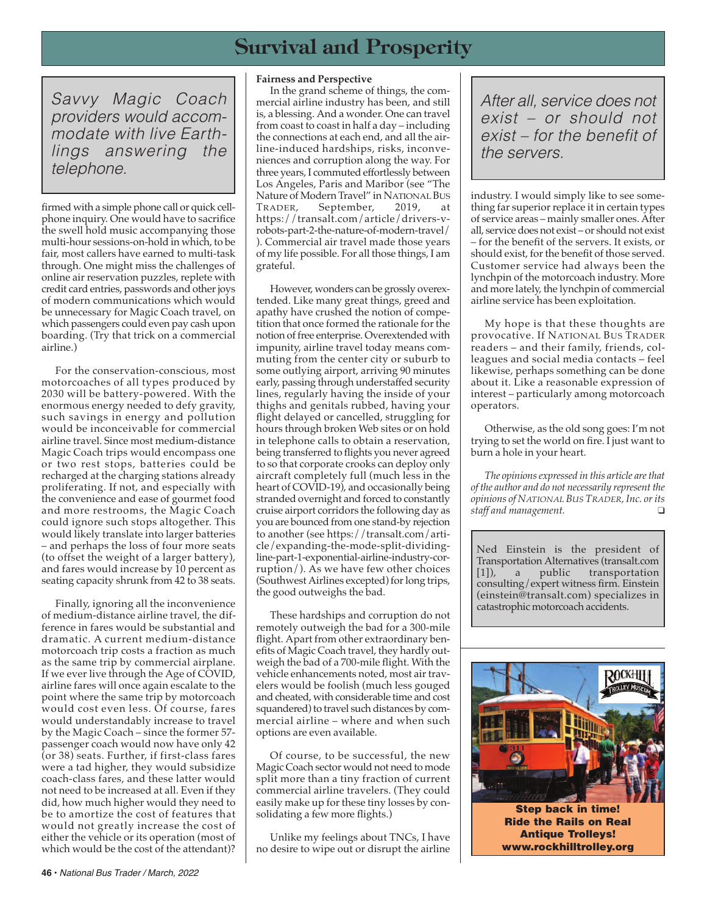# Survival and Prosperity

> *Savvy Magic Coach providers would accommodate with live Earthlings answering the telephone.*

firmed with a simple phone call or quick cellphone inquiry. One would have to sacrifice the swell hold music accompanying those multi-hour sessions-on-hold in which, to be fair, most callers have earned to multi-task through. One might miss the challenges of online air reservation puzzles, replete with credit card entries, passwords and other joys of modern communications which would be unnecessary for Magic Coach travel, on which passengers could even pay cash upon boarding. (Try that trick on a commercial airline.)

For the conservation-conscious, most motorcoaches of all types produced by 2030 will be battery-powered. With the enormous energy needed to defy gravity, such savings in energy and pollution would be inconceivable for commercial airline travel. Since most medium-distance Magic Coach trips would encompass one or two rest stops, batteries could be recharged at the charging stations already proliferating. If not, and especially with the convenience and ease of gourmet food and more restrooms, the Magic Coach could ignore such stops altogether. This would likely translate into larger batteries – and perhaps the loss of four more seats (to offset the weight of a larger battery), and fares would increase by 10 percent as seating capacity shrunk from 42 to 38 seats.

Finally, ignoring all the inconvenience of medium-distance airline travel, the difference in fares would be substantial and dramatic. A current medium-distance motorcoach trip costs a fraction as much as the same trip by commercial airplane. If we ever live through the Age of COVID, airline fares will once again escalate to the point where the same trip by motorcoach would cost even less. Of course, fares would understandably increase to travel by the Magic Coach – since the former 57-passenger coach would now have only 42 (or 38) seats. Further, if first-class fares were a tad higher, they would subsidize coach-class fares, and these latter would not need to be increased at all. Even if they did, how much higher would they need to be to amortize the cost of features that would not greatly increase the cost of either the vehicle or its operation (most of which would be the cost of the attendant)?

**Fairness and Perspective**

In the grand scheme of things, the commercial airline industry has been, and still is, a blessing. And a wonder. One can travel from coast to coast in half a day – including the connections at each end, and all the airline-induced hardships, risks, inconveniences and corruption along the way. For three years, I commuted effortlessly between Los Angeles, Paris and Maribor (see "The Nature of Modern Travel" in National Bus Trader, September, 2019, at https://transalt.com/article/drivers-v-robots-part-2-the-nature-of-modern-travel/). Commercial air travel made those years of my life possible. For all those things, I am grateful.

However, wonders can be grossly overextended. Like many great things, greed and apathy have crushed the notion of competition that once formed the rationale for the notion of free enterprise. Overextended with impunity, airline travel today means commuting from the center city or suburb to some outlying airport, arriving 90 minutes early, passing through understaffed security lines, regularly having the inside of your thighs and genitals rubbed, having your flight delayed or cancelled, struggling for hours through broken Web sites or on hold in telephone calls to obtain a reservation, being transferred to flights you never agreed to so that corporate crooks can deploy only aircraft completely full (much less in the heart of COVID-19), and occasionally being stranded overnight and forced to constantly cruise airport corridors the following day as you are bounced from one stand-by rejection to another (see https://transalt.com/article/expanding-the-mode-split-dividing-line-part-1-exponential-airline-industry-corruption/). As we have few other choices (Southwest Airlines excepted) for long trips, the good outweighs the bad.

These hardships and corruption do not remotely outweigh the bad for a 300-mile flight. Apart from other extraordinary benefits of Magic Coach travel, they hardly outweigh the bad of a 700-mile flight. With the vehicle enhancements noted, most air travelers would be foolish (much less gouged and cheated, with considerable time and cost squandered) to travel such distances by commercial airline – where and when such options are even available.

Of course, to be successful, the new Magic Coach sector would not need to mode split more than a tiny fraction of current commercial airline travelers. (They could easily make up for these tiny losses by consolidating a few more flights.)

Unlike my feelings about TNCs, I have no desire to wipe out or disrupt the airline industry. I would simply like to see something far superior replace it in certain types of service areas – mainly smaller ones. After all, service does not exist – or should not exist – for the benefit of the servers. It exists, or should exist, for the benefit of those served. Customer service had always been the lynchpin of the motorcoach industry. More and more lately, the lynchpin of commercial airline service has been exploitation.

> *After all, service does not exist – or should not exist – for the benefit of the servers.*

My hope is that these thoughts are provocative. If National Bus Trader readers – and their family, friends, colleagues and social media contacts – feel likewise, perhaps something can be done about it. Like a reasonable expression of interest – particularly among motorcoach operators.

Otherwise, as the old song goes: I'm not trying to set the world on fire. I just want to burn a hole in your heart.

*The opinions expressed in this article are that of the author and do not necessarily represent the opinions of National Bus Trader, Inc. or its staff and management.* ❑

Ned Einstein is the president of Transportation Alternatives (transalt.com [1]), a public transportation consulting/expert witness firm. Einstein (einstein@transalt.com) specializes in catastrophic motorcoach accidents.

**Step back in time! Ride the Rails on Real Antique Trolleys! www.rockhilltrolley.org**